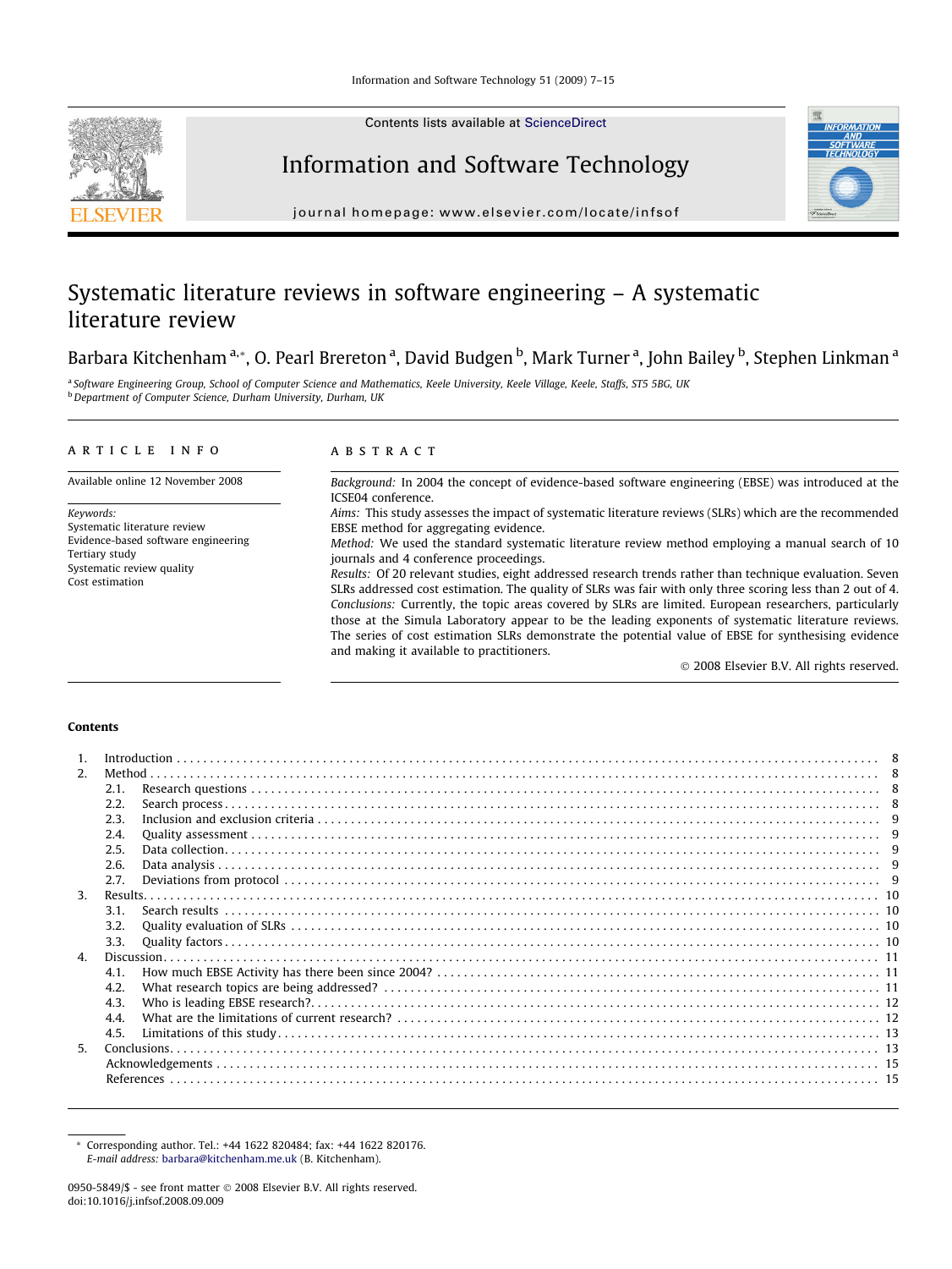Contents lists available at ScienceDirect

Information and Software Technology

journal homepage: www.elsevier.com/locate/infsof

# Systematic literature reviews in software engineering – A systematic literature review

Barbara Kitchenham [a,*], O. Pearl Brereton [a], David Budgen [b], Mark Turner [a], John Bailey [b], Stephen Linkman [a]

[a] Software Engineering Group, School of Computer Science and Mathematics, Keele University, Keele Village, Keele, Staffs, ST5 5BG, UK
[b] Department of Computer Science, Durham University, Durham, UK

## ARTICLE INFO

Available online 12 November 2008

*Keywords:*
Systematic literature review
Evidence-based software engineering
Tertiary study
Systematic review quality
Cost estimation

## ABSTRACT

*Background:* In 2004 the concept of evidence-based software engineering (EBSE) was introduced at the ICSE04 conference.
*Aims:* This study assesses the impact of systematic literature reviews (SLRs) which are the recommended EBSE method for aggregating evidence.
*Method:* We used the standard systematic literature review method employing a manual search of 10 journals and 4 conference proceedings.
*Results:* Of 20 relevant studies, eight addressed research trends rather than technique evaluation. Seven SLRs addressed cost estimation. The quality of SLRs was fair with only three scoring less than 2 out of 4.
*Conclusions:* Currently, the topic areas covered by SLRs are limited. European researchers, particularly those at the Simula Laboratory appear to be the leading exponents of systematic literature reviews. The series of cost estimation SLRs demonstrate the potential value of EBSE for synthesising evidence and making it available to practitioners.

© 2008 Elsevier B.V. All rights reserved.

## Contents

1. Introduction . . . 8
2. Method . . . 8
   - 2.1. Research questions . . . 8
   - 2.2. Search process . . . 8
   - 2.3. Inclusion and exclusion criteria . . . 9
   - 2.4. Quality assessment . . . 9
   - 2.5. Data collection . . . 9
   - 2.6. Data analysis . . . 9
   - 2.7. Deviations from protocol . . . 9
3. Results . . . 10
   - 3.1. Search results . . . 10
   - 3.2. Quality evaluation of SLRs . . . 10
   - 3.3. Quality factors . . . 10
4. Discussion . . . 11
   - 4.1. How much EBSE Activity has there been since 2004? . . . 11
   - 4.2. What research topics are being addressed? . . . 11
   - 4.3. Who is leading EBSE research? . . . 12
   - 4.4. What are the limitations of current research? . . . 12
   - 4.5. Limitations of this study . . . 13
5. Conclusions . . . 13

Acknowledgements . . . 15

References . . . 15

---

\* Corresponding author. Tel.: +44 1622 820484; fax: +44 1622 820176.
*E-mail address:* barbara@kitchenham.me.uk (B. Kitchenham).

0950-5849/$ - see front matter © 2008 Elsevier B.V. All rights reserved.
doi:10.1016/j.infsof.2008.09.009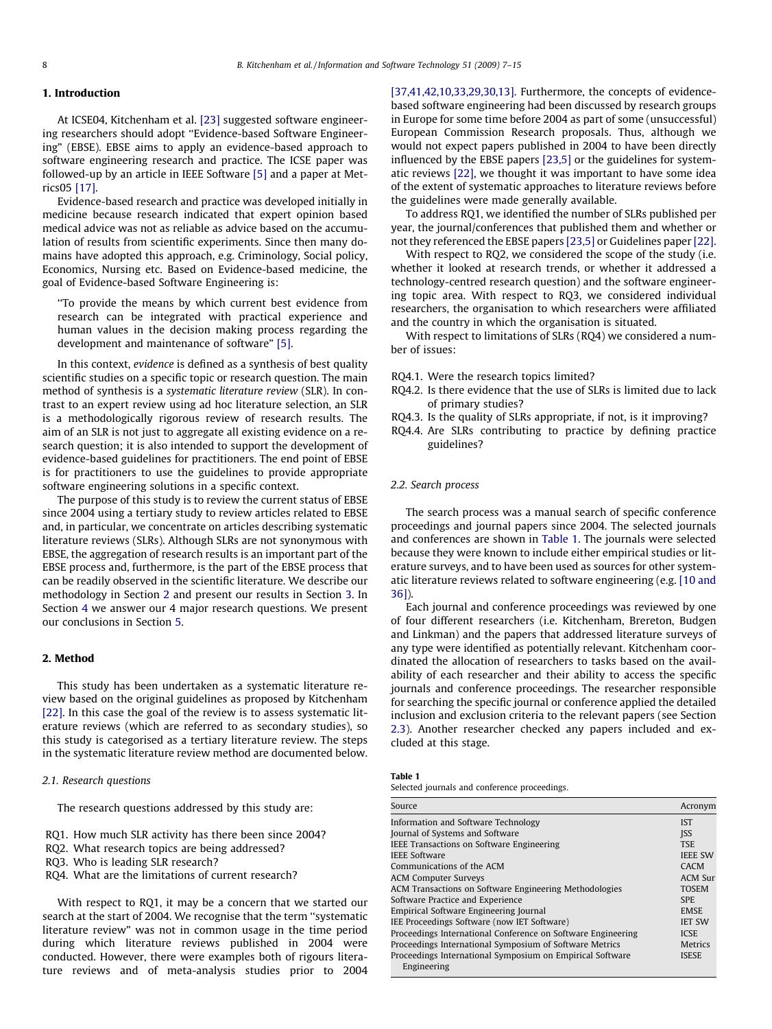## 1. Introduction

At ICSE04, Kitchenham et al. [23] suggested software engineering researchers should adopt "Evidence-based Software Engineering" (EBSE). EBSE aims to apply an evidence-based approach to software engineering research and practice. The ICSE paper was followed-up by an article in IEEE Software [5] and a paper at Metrics05 [17].

Evidence-based research and practice was developed initially in medicine because research indicated that expert opinion based medical advice was not as reliable as advice based on the accumulation of results from scientific experiments. Since then many domains have adopted this approach, e.g. Criminology, Social policy, Economics, Nursing etc. Based on Evidence-based medicine, the goal of Evidence-based Software Engineering is:

> "To provide the means by which current best evidence from research can be integrated with practical experience and human values in the decision making process regarding the development and maintenance of software" [5].

In this context, *evidence* is defined as a synthesis of best quality scientific studies on a specific topic or research question. The main method of synthesis is a *systematic literature review* (SLR). In contrast to an expert review using ad hoc literature selection, an SLR is a methodologically rigorous review of research results. The aim of an SLR is not just to aggregate all existing evidence on a research question; it is also intended to support the development of evidence-based guidelines for practitioners. The end point of EBSE is for practitioners to use the guidelines to provide appropriate software engineering solutions in a specific context.

The purpose of this study is to review the current status of EBSE since 2004 using a tertiary study to review articles related to EBSE and, in particular, we concentrate on articles describing systematic literature reviews (SLRs). Although SLRs are not synonymous with EBSE, the aggregation of research results is an important part of the EBSE process and, furthermore, is the part of the EBSE process that can be readily observed in the scientific literature. We describe our methodology in Section 2 and present our results in Section 3. In Section 4 we answer our 4 major research questions. We present our conclusions in Section 5.

## 2. Method

This study has been undertaken as a systematic literature review based on the original guidelines as proposed by Kitchenham [22]. In this case the goal of the review is to assess systematic literature reviews (which are referred to as secondary studies), so this study is categorised as a tertiary literature review. The steps in the systematic literature review method are documented below.

### 2.1. Research questions

The research questions addressed by this study are:

- RQ1. How much SLR activity has there been since 2004?
- RQ2. What research topics are being addressed?
- RQ3. Who is leading SLR research?
- RQ4. What are the limitations of current research?

With respect to RQ1, it may be a concern that we started our search at the start of 2004. We recognise that the term "systematic literature review" was not in common usage in the time period during which literature reviews published in 2004 were conducted. However, there were examples both of rigours literature reviews and of meta-analysis studies prior to 2004 [37,41,42,10,33,29,30,13]. Furthermore, the concepts of evidence-based software engineering had been discussed by research groups in Europe for some time before 2004 as part of some (unsuccessful) European Commission Research proposals. Thus, although we would not expect papers published in 2004 to have been directly influenced by the EBSE papers [23,5] or the guidelines for systematic reviews [22], we thought it was important to have some idea of the extent of systematic approaches to literature reviews before the guidelines were made generally available.

To address RQ1, we identified the number of SLRs published per year, the journal/conferences that published them and whether or not they referenced the EBSE papers [23,5] or Guidelines paper [22].

With respect to RQ2, we considered the scope of the study (i.e. whether it looked at research trends, or whether it addressed a technology-centred research question) and the software engineering topic area. With respect to RQ3, we considered individual researchers, the organisation to which researchers were affiliated and the country in which the organisation is situated.

With respect to limitations of SLRs (RQ4) we considered a number of issues:

- RQ4.1. Were the research topics limited?
- RQ4.2. Is there evidence that the use of SLRs is limited due to lack of primary studies?
- RQ4.3. Is the quality of SLRs appropriate, if not, is it improving?
- RQ4.4. Are SLRs contributing to practice by defining practice guidelines?

### 2.2. Search process

The search process was a manual search of specific conference proceedings and journal papers since 2004. The selected journals and conferences are shown in Table 1. The journals were selected because they were known to include either empirical studies or literature surveys, and to have been used as sources for other systematic literature reviews related to software engineering (e.g. [10 and 36]).

Each journal and conference proceedings was reviewed by one of four different researchers (i.e. Kitchenham, Brereton, Budgen and Linkman) and the papers that addressed literature surveys of any type were identified as potentially relevant. Kitchenham coordinated the allocation of researchers to tasks based on the availability of each researcher and their ability to access the specific journals and conference proceedings. The researcher responsible for searching the specific journal or conference applied the detailed inclusion and exclusion criteria to the relevant papers (see Section 2.3). Another researcher checked any papers included and excluded at this stage.

**Table 1**
Selected journals and conference proceedings.

| Source | Acronym |
|---|---|
| Information and Software Technology | IST |
| Journal of Systems and Software | JSS |
| IEEE Transactions on Software Engineering | TSE |
| IEEE Software | IEEE SW |
| Communications of the ACM | CACM |
| ACM Computer Surveys | ACM Sur |
| ACM Transactions on Software Engineering Methodologies | TOSEM |
| Software Practice and Experience | SPE |
| Empirical Software Engineering Journal | EMSE |
| IEE Proceedings Software (now IET Software) | IET SW |
| Proceedings International Conference on Software Engineering | ICSE |
| Proceedings International Symposium of Software Metrics | Metrics |
| Proceedings International Symposium on Empirical Software Engineering | ISESE |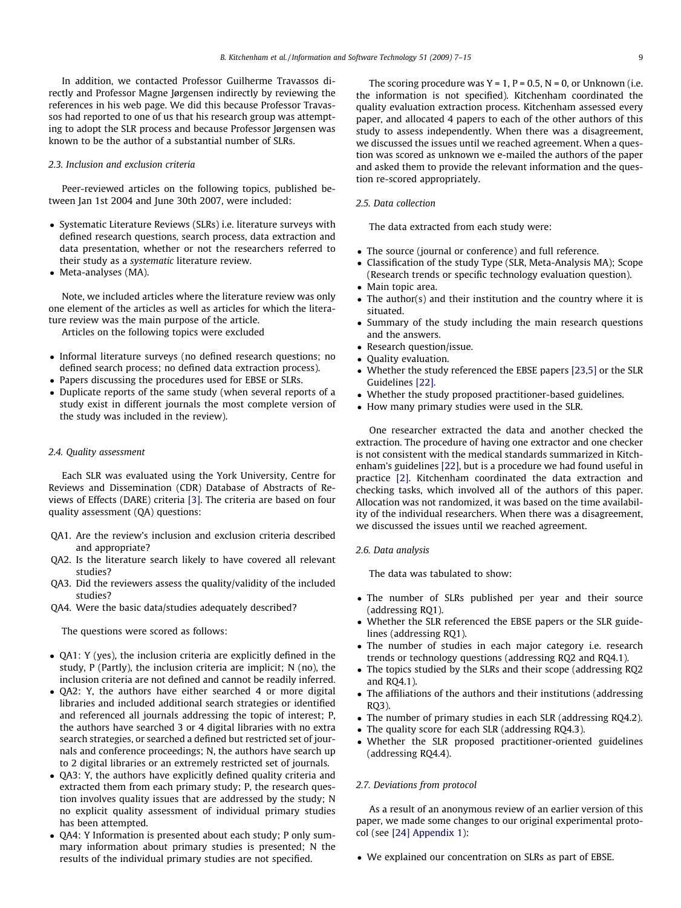In addition, we contacted Professor Guilherme Travassos directly and Professor Magne Jørgensen indirectly by reviewing the references in his web page. We did this because Professor Travassos had reported to one of us that his research group was attempting to adopt the SLR process and because Professor Jørgensen was known to be the author of a substantial number of SLRs.

### 2.3. Inclusion and exclusion criteria

Peer-reviewed articles on the following topics, published between Jan 1st 2004 and June 30th 2007, were included:

- Systematic Literature Reviews (SLRs) i.e. literature surveys with defined research questions, search process, data extraction and data presentation, whether or not the researchers referred to their study as a *systematic* literature review.
- Meta-analyses (MA).

Note, we included articles where the literature review was only one element of the articles as well as articles for which the literature review was the main purpose of the article.

Articles on the following topics were excluded

- Informal literature surveys (no defined research questions; no defined search process; no defined data extraction process).
- Papers discussing the procedures used for EBSE or SLRs.
- Duplicate reports of the same study (when several reports of a study exist in different journals the most complete version of the study was included in the review).

### 2.4. Quality assessment

Each SLR was evaluated using the York University, Centre for Reviews and Dissemination (CDR) Database of Abstracts of Reviews of Effects (DARE) criteria [3]. The criteria are based on four quality assessment (QA) questions:

QA1. Are the review's inclusion and exclusion criteria described and appropriate?
QA2. Is the literature search likely to have covered all relevant studies?
QA3. Did the reviewers assess the quality/validity of the included studies?
QA4. Were the basic data/studies adequately described?

The questions were scored as follows:

- QA1: Y (yes), the inclusion criteria are explicitly defined in the study, P (Partly), the inclusion criteria are implicit; N (no), the inclusion criteria are not defined and cannot be readily inferred.
- QA2: Y, the authors have either searched 4 or more digital libraries and included additional search strategies or identified and referenced all journals addressing the topic of interest; P, the authors have searched 3 or 4 digital libraries with no extra search strategies, or searched a defined but restricted set of journals and conference proceedings; N, the authors have search up to 2 digital libraries or an extremely restricted set of journals.
- QA3: Y, the authors have explicitly defined quality criteria and extracted them from each primary study; P, the research question involves quality issues that are addressed by the study; N no explicit quality assessment of individual primary studies has been attempted.
- QA4: Y Information is presented about each study; P only summary information about primary studies is presented; N the results of the individual primary studies are not specified.

The scoring procedure was Y = 1, P = 0.5, N = 0, or Unknown (i.e. the information is not specified). Kitchenham coordinated the quality evaluation extraction process. Kitchenham assessed every paper, and allocated 4 papers to each of the other authors of this study to assess independently. When there was a disagreement, we discussed the issues until we reached agreement. When a question was scored as unknown we e-mailed the authors of the paper and asked them to provide the relevant information and the question re-scored appropriately.

### 2.5. Data collection

The data extracted from each study were:

- The source (journal or conference) and full reference.
- Classification of the study Type (SLR, Meta-Analysis MA); Scope (Research trends or specific technology evaluation question).
- Main topic area.
- The author(s) and their institution and the country where it is situated.
- Summary of the study including the main research questions and the answers.
- Research question/issue.
- Quality evaluation.
- Whether the study referenced the EBSE papers [23,5] or the SLR Guidelines [22].
- Whether the study proposed practitioner-based guidelines.
- How many primary studies were used in the SLR.

One researcher extracted the data and another checked the extraction. The procedure of having one extractor and one checker is not consistent with the medical standards summarized in Kitchenham's guidelines [22], but is a procedure we had found useful in practice [2]. Kitchenham coordinated the data extraction and checking tasks, which involved all of the authors of this paper. Allocation was not randomized, it was based on the time availability of the individual researchers. When there was a disagreement, we discussed the issues until we reached agreement.

### 2.6. Data analysis

The data was tabulated to show:

- The number of SLRs published per year and their source (addressing RQ1).
- Whether the SLR referenced the EBSE papers or the SLR guidelines (addressing RQ1).
- The number of studies in each major category i.e. research trends or technology questions (addressing RQ2 and RQ4.1).
- The topics studied by the SLRs and their scope (addressing RQ2 and RQ4.1).
- The affiliations of the authors and their institutions (addressing RQ3).
- The number of primary studies in each SLR (addressing RQ4.2).
- The quality score for each SLR (addressing RQ4.3).
- Whether the SLR proposed practitioner-oriented guidelines (addressing RQ4.4).

### 2.7. Deviations from protocol

As a result of an anonymous review of an earlier version of this paper, we made some changes to our original experimental protocol (see [24] Appendix 1):

- We explained our concentration on SLRs as part of EBSE.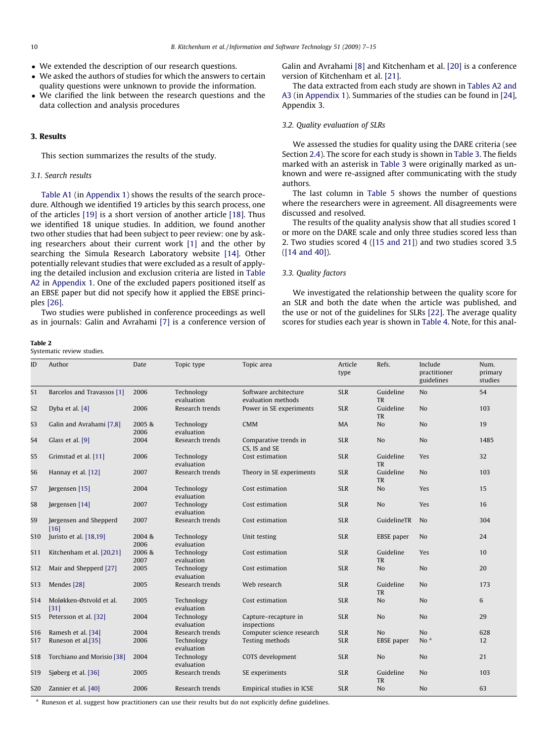- We extended the description of our research questions.
- We asked the authors of studies for which the answers to certain quality questions were unknown to provide the information.
- We clarified the link between the research questions and the data collection and analysis procedures

## 3. Results

This section summarizes the results of the study.

### 3.1. Search results

Table A1 (in Appendix 1) shows the results of the search procedure. Although we identified 19 articles by this search process, one of the articles [19] is a short version of another article [18]. Thus we identified 18 unique studies. In addition, we found another two other studies that had been subject to peer review: one by asking researchers about their current work [1] and the other by searching the Simula Research Laboratory website [14]. Other potentially relevant studies that were excluded as a result of applying the detailed inclusion and exclusion criteria are listed in Table A2 in Appendix 1. One of the excluded papers positioned itself as an EBSE paper but did not specify how it applied the EBSE principles [26].

Two studies were published in conference proceedings as well as in journals: Galin and Avrahami [7] is a conference version of Galin and Avrahami [8] and Kitchenham et al. [20] is a conference version of Kitchenham et al. [21].

The data extracted from each study are shown in Tables A2 and A3 (in Appendix 1). Summaries of the studies can be found in [24], Appendix 3.

### 3.2. Quality evaluation of SLRs

We assessed the studies for quality using the DARE criteria (see Section 2.4). The score for each study is shown in Table 3. The fields marked with an asterisk in Table 3 were originally marked as unknown and were re-assigned after communicating with the study authors.

The last column in Table 5 shows the number of questions where the researchers were in agreement. All disagreements were discussed and resolved.

The results of the quality analysis show that all studies scored 1 or more on the DARE scale and only three studies scored less than 2. Two studies scored 4 ([15 and 21]) and two studies scored 3.5 ([14 and 40]).

### 3.3. Quality factors

We investigated the relationship between the quality score for an SLR and both the date when the article was published, and the use or not of the guidelines for SLRs [22]. The average quality scores for studies each year is shown in Table 4. Note, for this anal-

**Table 2**
Systematic review studies.

| ID | Author | Date | Topic type | Topic area | Article type | Refs. | Include practitioner guidelines | Num. primary studies |
|---|---|---|---|---|---|---|---|---|
| S1 | Barcelos and Travassos [1] | 2006 | Technology evaluation | Software architecture evaluation methods | SLR | Guideline TR | No | 54 |
| S2 | Dyba et al. [4] | 2006 | Research trends | Power in SE experiments | SLR | Guideline TR | No | 103 |
| S3 | Galin and Avrahami [7,8] | 2005 & 2006 | Technology evaluation | CMM | MA | No | No | 19 |
| S4 | Glass et al. [9] | 2004 | Research trends | Comparative trends in CS, IS and SE | SLR | No | No | 1485 |
| S5 | Grimstad et al. [11] | 2006 | Technology evaluation | Cost estimation | SLR | Guideline TR | Yes | 32 |
| S6 | Hannay et al. [12] | 2007 | Research trends | Theory in SE experiments | SLR | Guideline TR | No | 103 |
| S7 | Jørgensen [15] | 2004 | Technology evaluation | Cost estimation | SLR | No | Yes | 15 |
| S8 | Jørgensen [14] | 2007 | Technology evaluation | Cost estimation | SLR | No | Yes | 16 |
| S9 | Jørgensen and Shepperd [16] | 2007 | Research trends | Cost estimation | SLR | GuidelineTR | No | 304 |
| S10 | Juristo et al. [18,19] | 2004 & 2006 | Technology evaluation | Unit testing | SLR | EBSE paper | No | 24 |
| S11 | Kitchenham et al. [20,21] | 2006 & 2007 | Technology evaluation | Cost estimation | SLR | Guideline TR | Yes | 10 |
| S12 | Mair and Shepperd [27] | 2005 | Technology evaluation | Cost estimation | SLR | No | No | 20 |
| S13 | Mendes [28] | 2005 | Research trends | Web research | SLR | Guideline TR | No | 173 |
| S14 | Moløkken-Østvold et al. [31] | 2005 | Technology evaluation | Cost estimation | SLR | No | No | 6 |
| S15 | Petersson et al. [32] | 2004 | Technology evaluation | Capture–recapture in inspections | SLR | No | No | 29 |
| S16 | Ramesh et al. [34] | 2004 | Research trends | Computer science research | SLR | No | No | 628 |
| S17 | Runeson et al.[35] | 2006 | Technology evaluation | Testing methods | SLR | EBSE paper | No [a] | 12 |
| S18 | Torchiano and Morisio [38] | 2004 | Technology evaluation | COTS development | SLR | No | No | 21 |
| S19 | Sjøberg et al. [36] | 2005 | Research trends | SE experiments | SLR | Guideline TR | No | 103 |
| S20 | Zannier et al. [40] | 2006 | Research trends | Empirical studies in ICSE | SLR | No | No | 63 |

[a] Runeson et al. suggest how practitioners can use their results but do not explicitly define guidelines.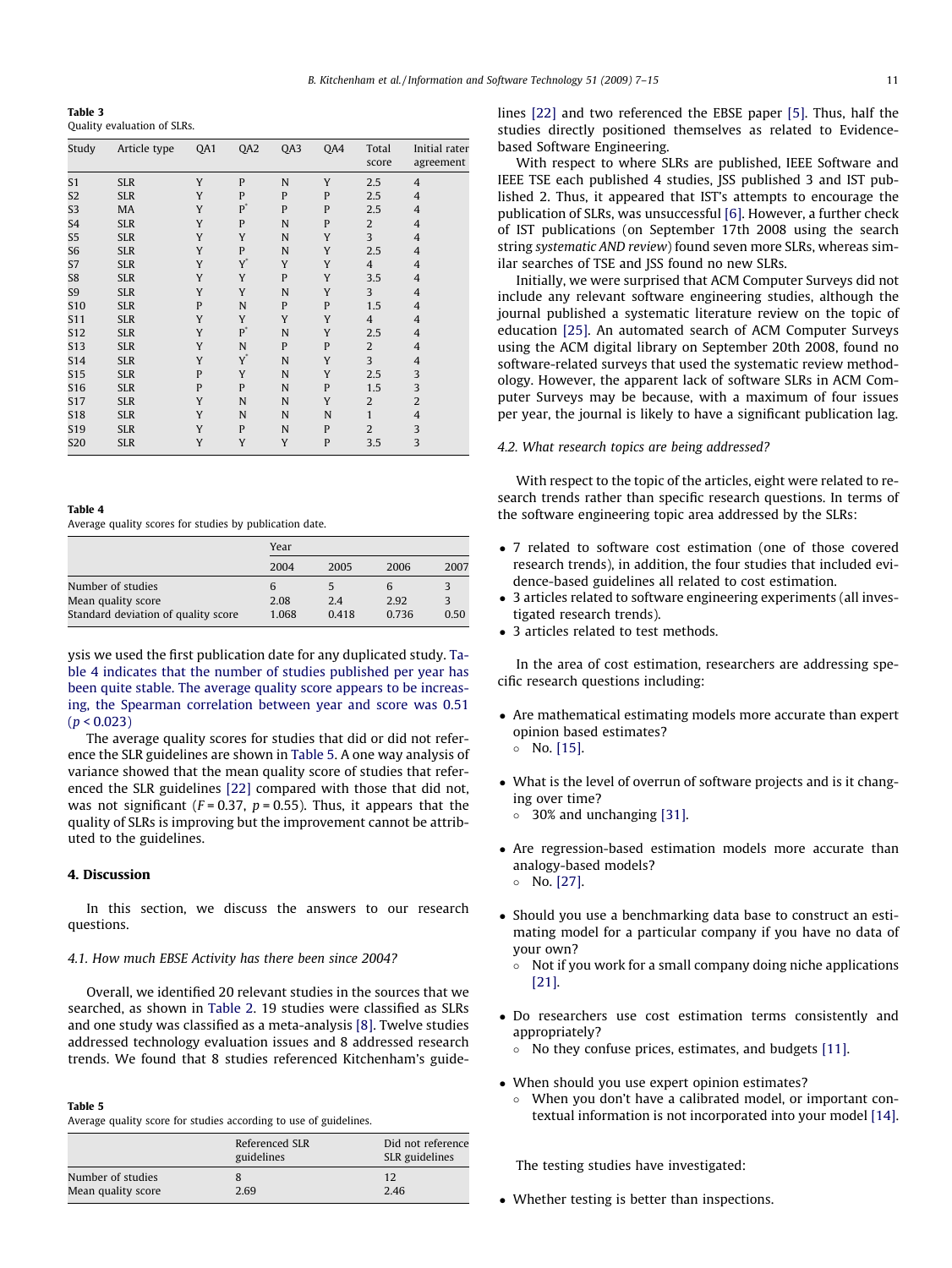Table 3
Quality evaluation of SLRs.

| Study | Article type | QA1 | QA2 | QA3 | QA4 | Total score | Initial rater agreement |
|---|---|---|---|---|---|---|---|
| S1 | SLR | Y | P | N | Y | 2.5 | 4 |
| S2 | SLR | Y | P | P | P | 2.5 | 4 |
| S3 | MA | Y | P* | P | P | 2.5 | 4 |
| S4 | SLR | Y | P | N | P | 2 | 4 |
| S5 | SLR | Y | Y | N | Y | 3 | 4 |
| S6 | SLR | Y | P | N | Y | 2.5 | 4 |
| S7 | SLR | Y | Y* | Y | Y | 4 | 4 |
| S8 | SLR | Y | Y | P | Y | 3.5 | 4 |
| S9 | SLR | Y | Y | N | Y | 3 | 4 |
| S10 | SLR | P | N | P | P | 1.5 | 4 |
| S11 | SLR | Y | Y | Y | Y | 4 | 4 |
| S12 | SLR | Y | P* | N | Y | 2.5 | 4 |
| S13 | SLR | Y | N | P | P | 2 | 4 |
| S14 | SLR | Y | Y* | N | Y | 3 | 4 |
| S15 | SLR | P | Y | N | Y | 2.5 | 3 |
| S16 | SLR | P | P | N | P | 1.5 | 3 |
| S17 | SLR | Y | N | N | Y | 2 | 2 |
| S18 | SLR | Y | N | N | N | 1 | 4 |
| S19 | SLR | Y | P | N | P | 2 | 3 |
| S20 | SLR | Y | Y | Y | P | 3.5 | 3 |

Table 4
Average quality scores for studies by publication date.

| | Year | | | |
|---|---|---|---|---|
| | 2004 | 2005 | 2006 | 2007 |
| Number of studies | 6 | 5 | 6 | 3 |
| Mean quality score | 2.08 | 2.4 | 2.92 | 3 |
| Standard deviation of quality score | 1.068 | 0.418 | 0.736 | 0.50 |

ysis we used the first publication date for any duplicated study. Table 4 indicates that the number of studies published per year has been quite stable. The average quality score appears to be increasing, the Spearman correlation between year and score was 0.51 ($p < 0.023$)

The average quality scores for studies that did or did not reference the SLR guidelines are shown in Table 5. A one way analysis of variance showed that the mean quality score of studies that referenced the SLR guidelines [22] compared with those that did not, was not significant ($F = 0.37$, $p = 0.55$). Thus, it appears that the quality of SLRs is improving but the improvement cannot be attributed to the guidelines.

## 4. Discussion

In this section, we discuss the answers to our research questions.

### 4.1. How much EBSE Activity has there been since 2004?

Overall, we identified 20 relevant studies in the sources that we searched, as shown in Table 2. 19 studies were classified as SLRs and one study was classified as a meta-analysis [8]. Twelve studies addressed technology evaluation issues and 8 addressed research trends. We found that 8 studies referenced Kitchenham's guidelines [22] and two referenced the EBSE paper [5]. Thus, half the studies directly positioned themselves as related to Evidence-based Software Engineering.

Table 5
Average quality score for studies according to use of guidelines.

| | Referenced SLR guidelines | Did not reference SLR guidelines |
|---|---|---|
| Number of studies | 8 | 12 |
| Mean quality score | 2.69 | 2.46 |

With respect to where SLRs are published, IEEE Software and IEEE TSE each published 4 studies, JSS published 3 and IST published 2. Thus, it appeared that IST's attempts to encourage the publication of SLRs, was unsuccessful [6]. However, a further check of IST publications (on September 17th 2008 using the search string *systematic AND review*) found seven more SLRs, whereas similar searches of TSE and JSS found no new SLRs.

Initially, we were surprised that ACM Computer Surveys did not include any relevant software engineering studies, although the journal published a systematic literature review on the topic of education [25]. An automated search of ACM Computer Surveys using the ACM digital library on September 20th 2008, found no software-related surveys that used the systematic review methodology. However, the apparent lack of software SLRs in ACM Computer Surveys may be because, with a maximum of four issues per year, the journal is likely to have a significant publication lag.

### 4.2. What research topics are being addressed?

With respect to the topic of the articles, eight were related to research trends rather than specific research questions. In terms of the software engineering topic area addressed by the SLRs:

- 7 related to software cost estimation (one of those covered research trends), in addition, the four studies that included evidence-based guidelines all related to cost estimation.
- 3 articles related to software engineering experiments (all investigated research trends).
- 3 articles related to test methods.

In the area of cost estimation, researchers are addressing specific research questions including:

- Are mathematical estimating models more accurate than expert opinion based estimates?
  - No. [15].
- What is the level of overrun of software projects and is it changing over time?
  - 30% and unchanging [31].
- Are regression-based estimation models more accurate than analogy-based models?
  - No. [27].
- Should you use a benchmarking data base to construct an estimating model for a particular company if you have no data of your own?
  - Not if you work for a small company doing niche applications [21].
- Do researchers use cost estimation terms consistently and appropriately?
  - No they confuse prices, estimates, and budgets [11].
- When should you use expert opinion estimates?
  - When you don't have a calibrated model, or important contextual information is not incorporated into your model [14].

The testing studies have investigated:

- Whether testing is better than inspections.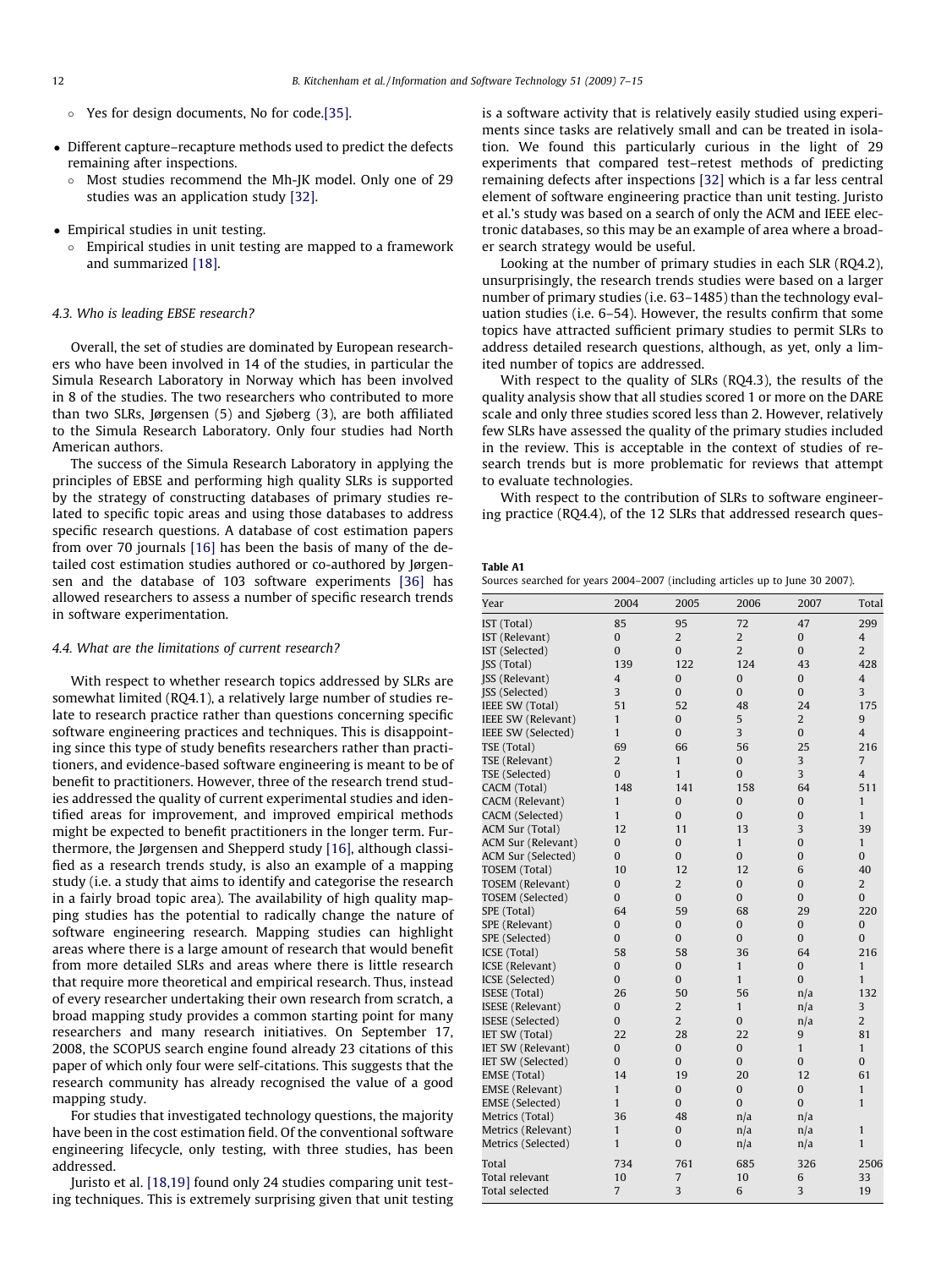- Yes for design documents, No for code.[35].

- Different capture–recapture methods used to predict the defects remaining after inspections.
  - Most studies recommend the Mh-JK model. Only one of 29 studies was an application study [32].

- Empirical studies in unit testing.
  - Empirical studies in unit testing are mapped to a framework and summarized [18].

### 4.3. Who is leading EBSE research?

Overall, the set of studies are dominated by European researchers who have been involved in 14 of the studies, in particular the Simula Research Laboratory in Norway which has been involved in 8 of the studies. The two researchers who contributed to more than two SLRs, Jørgensen (5) and Sjøberg (3), are both affiliated to the Simula Research Laboratory. Only four studies had North American authors.

The success of the Simula Research Laboratory in applying the principles of EBSE and performing high quality SLRs is supported by the strategy of constructing databases of primary studies related to specific topic areas and using those databases to address specific research questions. A database of cost estimation papers from over 70 journals [16] has been the basis of many of the detailed cost estimation studies authored or co-authored by Jørgensen and the database of 103 software experiments [36] has allowed researchers to assess a number of specific research trends in software experimentation.

### 4.4. What are the limitations of current research?

With respect to whether research topics addressed by SLRs are somewhat limited (RQ4.1), a relatively large number of studies relate to research practice rather than questions concerning specific software engineering practices and techniques. This is disappointing since this type of study benefits researchers rather than practitioners, and evidence-based software engineering is meant to be of benefit to practitioners. However, three of the research trend studies addressed the quality of current experimental studies and identified areas for improvement, and improved empirical methods might be expected to benefit practitioners in the longer term. Furthermore, the Jørgensen and Shepperd study [16], although classified as a research trends study, is also an example of a mapping study (i.e. a study that aims to identify and categorise the research in a fairly broad topic area). The availability of high quality mapping studies has the potential to radically change the nature of software engineering research. Mapping studies can highlight areas where there is a large amount of research that would benefit from more detailed SLRs and areas where there is little research that require more theoretical and empirical research. Thus, instead of every researcher undertaking their own research from scratch, a broad mapping study provides a common starting point for many researchers and many research initiatives. On September 17, 2008, the SCOPUS search engine found already 23 citations of this paper of which only four were self-citations. This suggests that the research community has already recognised the value of a good mapping study.

For studies that investigated technology questions, the majority have been in the cost estimation field. Of the conventional software engineering lifecycle, only testing, with three studies, has been addressed.

Juristo et al. [18,19] found only 24 studies comparing unit testing techniques. This is extremely surprising given that unit testing is a software activity that is relatively easily studied using experiments since tasks are relatively small and can be treated in isolation. We found this particularly curious in the light of 29 experiments that compared test–retest methods of predicting remaining defects after inspections [32] which is a far less central element of software engineering practice than unit testing. Juristo et al.'s study was based on a search of only the ACM and IEEE electronic databases, so this may be an example of area where a broader search strategy would be useful.

Looking at the number of primary studies in each SLR (RQ4.2), unsurprisingly, the research trends studies were based on a larger number of primary studies (i.e. 63–1485) than the technology evaluation studies (i.e. 6–54). However, the results confirm that some topics have attracted sufficient primary studies to permit SLRs to address detailed research questions, although, as yet, only a limited number of topics are addressed.

With respect to the quality of SLRs (RQ4.3), the results of the quality analysis show that all studies scored 1 or more on the DARE scale and only three studies scored less than 2. However, relatively few SLRs have assessed the quality of the primary studies included in the review. This is acceptable in the context of studies of research trends but is more problematic for reviews that attempt to evaluate technologies.

With respect to the contribution of SLRs to software engineering practice (RQ4.4), of the 12 SLRs that addressed research ques-

**Table A1**
Sources searched for years 2004–2007 (including articles up to June 30 2007).

| Year | 2004 | 2005 | 2006 | 2007 | Total |
|---|---|---|---|---|---|
| IST (Total) | 85 | 95 | 72 | 47 | 299 |
| IST (Relevant) | 0 | 2 | 2 | 0 | 4 |
| IST (Selected) | 0 | 0 | 2 | 0 | 2 |
| JSS (Total) | 139 | 122 | 124 | 43 | 428 |
| JSS (Relevant) | 4 | 0 | 0 | 0 | 4 |
| JSS (Selected) | 3 | 0 | 0 | 0 | 3 |
| IEEE SW (Total) | 51 | 52 | 48 | 24 | 175 |
| IEEE SW (Relevant) | 1 | 0 | 5 | 2 | 9 |
| IEEE SW (Selected) | 1 | 0 | 3 | 0 | 4 |
| TSE (Total) | 69 | 66 | 56 | 25 | 216 |
| TSE (Relevant) | 2 | 1 | 0 | 3 | 7 |
| TSE (Selected) | 0 | 1 | 0 | 3 | 4 |
| CACM (Total) | 148 | 141 | 158 | 64 | 511 |
| CACM (Relevant) | 1 | 0 | 0 | 0 | 1 |
| CACM (Selected) | 1 | 0 | 0 | 0 | 1 |
| ACM Sur (Total) | 12 | 11 | 13 | 3 | 39 |
| ACM Sur (Relevant) | 0 | 0 | 1 | 0 | 1 |
| ACM Sur (Selected) | 0 | 0 | 0 | 0 | 0 |
| TOSEM (Total) | 10 | 12 | 12 | 6 | 40 |
| TOSEM (Relevant) | 0 | 2 | 0 | 0 | 2 |
| TOSEM (Selected) | 0 | 0 | 0 | 0 | 0 |
| SPE (Total) | 64 | 59 | 68 | 29 | 220 |
| SPE (Relevant) | 0 | 0 | 0 | 0 | 0 |
| SPE (Selected) | 0 | 0 | 0 | 0 | 0 |
| ICSE (Total) | 58 | 58 | 36 | 64 | 216 |
| ICSE (Relevant) | 0 | 0 | 1 | 0 | 1 |
| ICSE (Selected) | 0 | 0 | 1 | 0 | 1 |
| ISESE (Total) | 26 | 50 | 56 | n/a | 132 |
| ISESE (Relevant) | 0 | 2 | 1 | n/a | 3 |
| ISESE (Selected) | 0 | 2 | 0 | n/a | 2 |
| IET SW (Total) | 22 | 28 | 22 | 9 | 81 |
| IET SW (Relevant) | 0 | 0 | 0 | 1 | 1 |
| IET SW (Selected) | 0 | 0 | 0 | 0 | 0 |
| EMSE (Total) | 14 | 19 | 20 | 12 | 61 |
| EMSE (Relevant) | 1 | 0 | 0 | 0 | 1 |
| EMSE (Selected) | 1 | 0 | 0 | 0 | 1 |
| Metrics (Total) | 36 | 48 | n/a | n/a | |
| Metrics (Relevant) | 1 | 0 | n/a | n/a | 1 |
| Metrics (Selected) | 1 | 0 | n/a | n/a | 1 |
| Total | 734 | 761 | 685 | 326 | 2506 |
| Total relevant | 10 | 7 | 10 | 6 | 33 |
| Total selected | 7 | 3 | 6 | 3 | 19 |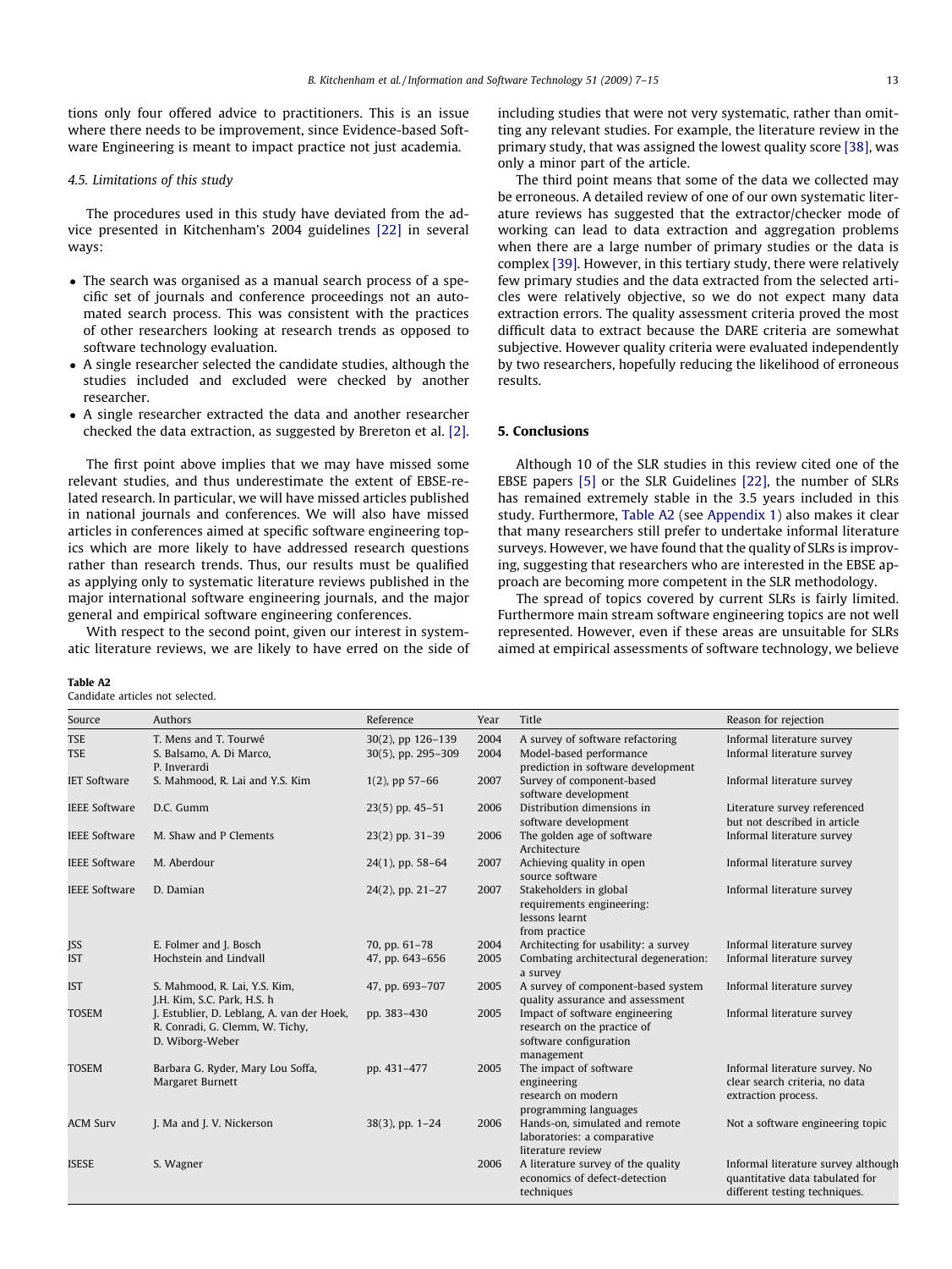tions only four offered advice to practitioners. This is an issue where there needs to be improvement, since Evidence-based Software Engineering is meant to impact practice not just academia.

### 4.5. Limitations of this study

The procedures used in this study have deviated from the advice presented in Kitchenham's 2004 guidelines [22] in several ways:

- The search was organised as a manual search process of a specific set of journals and conference proceedings not an automated search process. This was consistent with the practices of other researchers looking at research trends as opposed to software technology evaluation.
- A single researcher selected the candidate studies, although the studies included and excluded were checked by another researcher.
- A single researcher extracted the data and another researcher checked the data extraction, as suggested by Brereton et al. [2].

The first point above implies that we may have missed some relevant studies, and thus underestimate the extent of EBSE-related research. In particular, we will have missed articles published in national journals and conferences. We will also have missed articles in conferences aimed at specific software engineering topics which are more likely to have addressed research questions rather than research trends. Thus, our results must be qualified as applying only to systematic literature reviews published in the major international software engineering journals, and the major general and empirical software engineering conferences.

With respect to the second point, given our interest in systematic literature reviews, we are likely to have erred on the side of including studies that were not very systematic, rather than omitting any relevant studies. For example, the literature review in the primary study, that was assigned the lowest quality score [38], was only a minor part of the article.

The third point means that some of the data we collected may be erroneous. A detailed review of one of our own systematic literature reviews has suggested that the extractor/checker mode of working can lead to data extraction and aggregation problems when there are a large number of primary studies or the data is complex [39]. However, in this tertiary study, there were relatively few primary studies and the data extracted from the selected articles were relatively objective, so we do not expect many data extraction errors. The quality assessment criteria proved the most difficult data to extract because the DARE criteria are somewhat subjective. However quality criteria were evaluated independently by two researchers, hopefully reducing the likelihood of erroneous results.

## 5. Conclusions

Although 10 of the SLR studies in this review cited one of the EBSE papers [5] or the SLR Guidelines [22], the number of SLRs has remained extremely stable in the 3.5 years included in this study. Furthermore, Table A2 (see Appendix 1) also makes it clear that many researchers still prefer to undertake informal literature surveys. However, we have found that the quality of SLRs is improving, suggesting that researchers who are interested in the EBSE approach are becoming more competent in the SLR methodology.

The spread of topics covered by current SLRs is fairly limited. Furthermore main stream software engineering topics are not well represented. However, even if these areas are unsuitable for SLRs aimed at empirical assessments of software technology, we believe

**Table A2**
Candidate articles not selected.

| Source | Authors | Reference | Year | Title | Reason for rejection |
|---|---|---|---|---|---|
| TSE | T. Mens and T. Tourwé | 30(2), pp 126–139 | 2004 | A survey of software refactoring | Informal literature survey |
| TSE | S. Balsamo, A. Di Marco, P. Inverardi | 30(5), pp. 295–309 | 2004 | Model-based performance prediction in software development | Informal literature survey |
| IET Software | S. Mahmood, R. Lai and Y.S. Kim | 1(2), pp 57–66 | 2007 | Survey of component-based software development | Informal literature survey |
| IEEE Software | D.C. Gumm | 23(5) pp. 45–51 | 2006 | Distribution dimensions in software development | Literature survey referenced but not described in article |
| IEEE Software | M. Shaw and P Clements | 23(2) pp. 31–39 | 2006 | The golden age of software Architecture | Informal literature survey |
| IEEE Software | M. Aberdour | 24(1), pp. 58–64 | 2007 | Achieving quality in open source software | Informal literature survey |
| IEEE Software | D. Damian | 24(2), pp. 21–27 | 2007 | Stakeholders in global requirements engineering: lessons learnt from practice | Informal literature survey |
| JSS | E. Folmer and J. Bosch | 70, pp. 61–78 | 2004 | Architecting for usability: a survey | Informal literature survey |
| IST | Hochstein and Lindvall | 47, pp. 643–656 | 2005 | Combating architectural degeneration: a survey | Informal literature survey |
| IST | S. Mahmood, R. Lai, Y.S. Kim, J.H. Kim, S.C. Park, H.S. h | 47, pp. 693–707 | 2005 | A survey of component-based system quality assurance and assessment | Informal literature survey |
| TOSEM | J. Estublier, D. Leblang, A. van der Hoek, R. Conradi, G. Clemm, W. Tichy, D. Wiborg-Weber | pp. 383–430 | 2005 | Impact of software engineering research on the practice of software configuration management | Informal literature survey |
| TOSEM | Barbara G. Ryder, Mary Lou Soffa, Margaret Burnett | pp. 431–477 | 2005 | The impact of software engineering research on modern programming languages | Informal literature survey. No clear search criteria, no data extraction process. |
| ACM Surv | J. Ma and J. V. Nickerson | 38(3), pp. 1–24 | 2006 | Hands-on, simulated and remote laboratories: a comparative literature review | Not a software engineering topic |
| ISESE | S. Wagner | | 2006 | A literature survey of the quality economics of defect-detection techniques | Informal literature survey although quantitative data tabulated for different testing techniques. |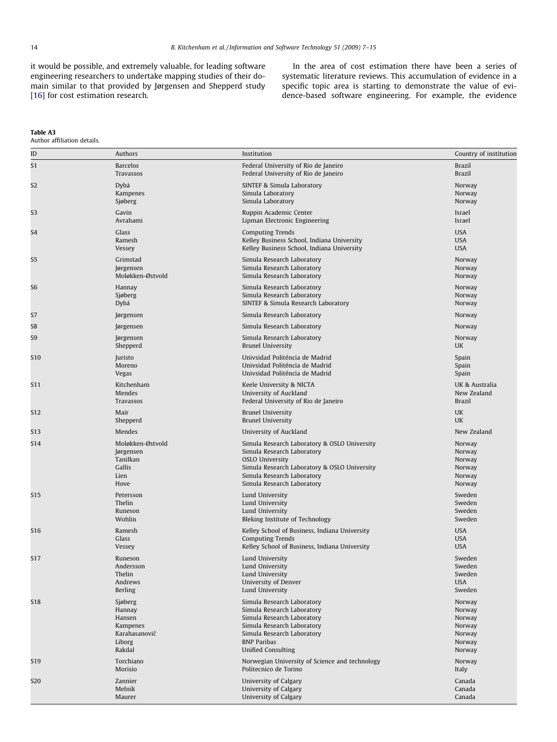it would be possible, and extremely valuable, for leading software engineering researchers to undertake mapping studies of their domain similar to that provided by Jørgensen and Shepperd study [16] for cost estimation research.

In the area of cost estimation there have been a series of systematic literature reviews. This accumulation of evidence in a specific topic area is starting to demonstrate the value of evidence-based software engineering. For example, the evidence

**Table A3**
Author affiliation details.

| ID | Authors | Institution | Country of institution |
|---|---|---|---|
| S1 | Barcelos | Federal University of Rio de Janeiro | Brazil |
| | Travassos | Federal University of Rio de Janeiro | Brazil |
| S2 | Dybå | SINTEF & Simula Laboratory | Norway |
| | Kampenes | Simula Laboratory | Norway |
| | Sjøberg | Simula Laboratory | Norway |
| S3 | Gavin | Ruppin Academic Center | Israel |
| | Avrahami | Lipman Electronic Engineering | Israel |
| S4 | Glass | Computing Trends | USA |
| | Ramesh | Kelley Business School, Indiana University | USA |
| | Vessey | Kelley Business School, Indiana University | USA |
| S5 | Grimstad | Simula Research Laboratory | Norway |
| | Jørgensen | Simula Research Laboratory | Norway |
| | Moløkken-Østvold | Simula Research Laboratory | Norway |
| S6 | Hannay | Simula Research Laboratory | Norway |
| | Sjøberg | Simula Research Laboratory | Norway |
| | Dybå | SINTEF & Simula Research Laboratory | Norway |
| S7 | Jørgensen | Simula Research Laboratory | Norway |
| S8 | Jørgensen | Simula Research Laboratory | Norway |
| S9 | Jørgensen | Simula Research Laboratory | Norway |
| | Shepperd | Brunel University | UK |
| S10 | Juristo | Univsidad Politéncia de Madrid | Spain |
| | Moreno | Univsidad Politéncia de Madrid | Spain |
| | Vegas | Univsidad Politéncia de Madrid | Spain |
| S11 | Kitchenham | Keele University & NICTA | UK & Australia |
| | Mendes | University of Auckland | New Zealand |
| | Travassos | Federal University of Rio de Janeiro | Brazil |
| S12 | Mair | Brunel University | UK |
| | Shepperd | Brunel University | UK |
| S13 | Mendes | University of Auckland | New Zealand |
| S14 | Moløkken-Østvold | Simula Research Laboratory & OSLO University | Norway |
| | Jørgensen | Simula Research Laboratory | Norway |
| | Tanilkan | OSLO University | Norway |
| | Gallis | Simula Research Laboratory & OSLO University | Norway |
| | Lien | Simula Research Laboratory | Norway |
| | Hove | Simula Research Laboratory | Norway |
| S15 | Petersson | Lund University | Sweden |
| | Thelin | Lund University | Sweden |
| | Runeson | Lund University | Sweden |
| | Wohlin | Bleking Institute of Technology | Sweden |
| S16 | Ramesh | Kelley School of Business, Indiana University | USA |
| | Glass | Computing Trends | USA |
| | Vessey | Kelley School of Business, Indiana University | USA |
| S17 | Runeson | Lund University | Sweden |
| | Andersson | Lund University | Sweden |
| | Thelin | Lund University | Sweden |
| | Andrews | University of Denver | USA |
| | Berling | Lund University | Sweden |
| S18 | Sjøberg | Simula Research Laboratory | Norway |
| | Hannay | Simula Research Laboratory | Norway |
| | Hansen | Simula Research Laboratory | Norway |
| | Kampenes | Simula Research Laboratory | Norway |
| | Karahasanović | Simula Research Laboratory | Norway |
| | Liborg | BNP Paribas | Norway |
| | Rakdal | Unified Consulting | Norway |
| S19 | Torchiano | Norwegian University of Science and technology | Norway |
| | Morisio | Politecnico de Torino | Italy |
| S20 | Zannier | University of Calgary | Canada |
| | Melnik | University of Calgary | Canada |
| | Maurer | University of Calgary | Canada |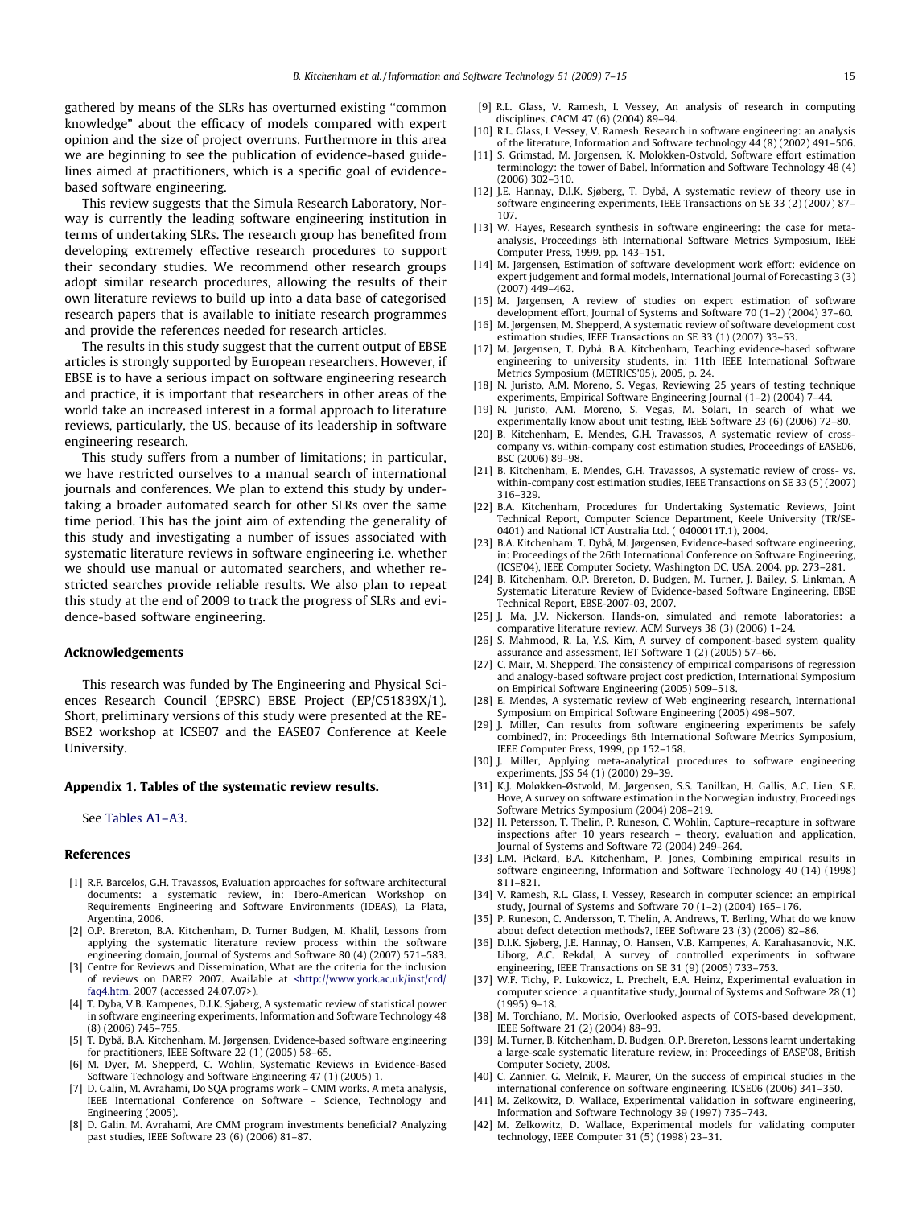gathered by means of the SLRs has overturned existing "common knowledge" about the efficacy of models compared with expert opinion and the size of project overruns. Furthermore in this area we are beginning to see the publication of evidence-based guidelines aimed at practitioners, which is a specific goal of evidence-based software engineering.

This review suggests that the Simula Research Laboratory, Norway is currently the leading software engineering institution in terms of undertaking SLRs. The research group has benefited from developing extremely effective research procedures to support their secondary studies. We recommend other research groups adopt similar research procedures, allowing the results of their own literature reviews to build up into a data base of categorised research papers that is available to initiate research programmes and provide the references needed for research articles.

The results in this study suggest that the current output of EBSE articles is strongly supported by European researchers. However, if EBSE is to have a serious impact on software engineering research and practice, it is important that researchers in other areas of the world take an increased interest in a formal approach to literature reviews, particularly, the US, because of its leadership in software engineering research.

This study suffers from a number of limitations; in particular, we have restricted ourselves to a manual search of international journals and conferences. We plan to extend this study by undertaking a broader automated search for other SLRs over the same time period. This has the joint aim of extending the generality of this study and investigating a number of issues associated with systematic literature reviews in software engineering i.e. whether we should use manual or automated searchers, and whether restricted searches provide reliable results. We also plan to repeat this study at the end of 2009 to track the progress of SLRs and evidence-based software engineering.

## Acknowledgements

This research was funded by The Engineering and Physical Sciences Research Council (EPSRC) EBSE Project (EP/C51839X/1). Short, preliminary versions of this study were presented at the REBSE2 workshop at ICSE07 and the EASE07 Conference at Keele University.

## Appendix 1. Tables of the systematic review results.

See Tables A1–A3.

## References

[1] R.F. Barcelos, G.H. Travassos, Evaluation approaches for software architectural documents: a systematic review, in: Ibero-American Workshop on Requirements Engineering and Software Environments (IDEAS), La Plata, Argentina, 2006.

[2] O.P. Brereton, B.A. Kitchenham, D. Turner Budgen, M. Khalil, Lessons from applying the systematic literature review process within the software engineering domain, Journal of Systems and Software 80 (4) (2007) 571–583.

[3] Centre for Reviews and Dissemination, What are the criteria for the inclusion of reviews on DARE? 2007. Available at <http://www.york.ac.uk/inst/crd/faq4.htm, 2007 (accessed 24.07.07>).

[4] T. Dyba, V.B. Kampenes, D.I.K. Sjøberg, A systematic review of statistical power in software engineering experiments, Information and Software Technology 48 (8) (2006) 745–755.

[5] T. Dybå, B.A. Kitchenham, M. Jørgensen, Evidence-based software engineering for practitioners, IEEE Software 22 (1) (2005) 58–65.

[6] M. Dyer, M. Shepperd, C. Wohlin, Systematic Reviews in Evidence-Based Software Technology and Software Engineering 47 (1) (2005) 1.

[7] D. Galin, M. Avrahami, Do SQA programs work – CMM works. A meta analysis, IEEE International Conference on Software – Science, Technology and Engineering (2005).

[8] D. Galin, M. Avrahami, Are CMM program investments beneficial? Analyzing past studies, IEEE Software 23 (6) (2006) 81–87.

[9] R.L. Glass, V. Ramesh, I. Vessey, An analysis of research in computing disciplines, CACM 47 (6) (2004) 89–94.

[10] R.L. Glass, I. Vessey, V. Ramesh, Research in software engineering: an analysis of the literature, Information and Software technology 44 (8) (2002) 491–506.

[11] S. Grimstad, M. Jorgensen, K. Molokken-Ostvold, Software effort estimation terminology: the tower of Babel, Information and Software Technology 48 (4) (2006) 302–310.

[12] J.E. Hannay, D.I.K. Sjøberg, T. Dybå, A systematic review of theory use in software engineering experiments, IEEE Transactions on SE 33 (2) (2007) 87–107.

[13] W. Hayes, Research synthesis in software engineering: the case for meta-analysis, Proceedings 6th International Software Metrics Symposium, IEEE Computer Press, 1999. pp. 143–151.

[14] M. Jørgensen, Estimation of software development work effort: evidence on expert judgement and formal models, International Journal of Forecasting 3 (3) (2007) 449–462.

[15] M. Jørgensen, A review of studies on expert estimation of software development effort, Journal of Systems and Software 70 (1–2) (2004) 37–60.

[16] M. Jørgensen, M. Shepperd, A systematic review of software development cost estimation studies, IEEE Transactions on SE 33 (1) (2007) 33–53.

[17] M. Jørgensen, T. Dybå, B.A. Kitchenham, Teaching evidence-based software engineering to university students, in: 11th IEEE International Software Metrics Symposium (METRICS'05), 2005, p. 24.

[18] N. Juristo, A.M. Moreno, S. Vegas, Reviewing 25 years of testing technique experiments, Empirical Software Engineering Journal (1–2) (2004) 7–44.

[19] N. Juristo, A.M. Moreno, S. Vegas, M. Solari, In search of what we experimentally know about unit testing, IEEE Software 23 (6) (2006) 72–80.

[20] B. Kitchenham, E. Mendes, G.H. Travassos, A systematic review of cross-company vs. within-company cost estimation studies, Proceedings of EASE06, BSC (2006) 89–98.

[21] B. Kitchenham, E. Mendes, G.H. Travassos, A systematic review of cross- vs. within-company cost estimation studies, IEEE Transactions on SE 33 (5) (2007) 316–329.

[22] B.A. Kitchenham, Procedures for Undertaking Systematic Reviews, Joint Technical Report, Computer Science Department, Keele University (TR/SE-0401) and National ICT Australia Ltd. ( 0400011T.1), 2004.

[23] B.A. Kitchenham, T. Dybå, M. Jørgensen, Evidence-based software engineering, in: Proceedings of the 26th International Conference on Software Engineering, (ICSE'04), IEEE Computer Society, Washington DC, USA, 2004, pp. 273–281.

[24] B. Kitchenham, O.P. Brereton, D. Budgen, M. Turner, J. Bailey, S. Linkman, A Systematic Literature Review of Evidence-based Software Engineering, EBSE Technical Report, EBSE-2007-03, 2007.

[25] J. Ma, J.V. Nickerson, Hands-on, simulated and remote laboratories: a comparative literature review, ACM Surveys 38 (3) (2006) 1–24.

[26] S. Mahmood, R. La, Y.S. Kim, A survey of component-based system quality assurance and assessment, IET Software 1 (2) (2005) 57–66.

[27] C. Mair, M. Shepperd, The consistency of empirical comparisons of regression and analogy-based software project cost prediction, International Symposium on Empirical Software Engineering (2005) 509–518.

[28] E. Mendes, A systematic review of Web engineering research, International Symposium on Empirical Software Engineering (2005) 498–507.

[29] J. Miller, Can results from software engineering experiments be safely combined?, in: Proceedings 6th International Software Metrics Symposium, IEEE Computer Press, 1999, pp 152–158.

[30] J. Miller, Applying meta-analytical procedures to software engineering experiments, JSS 54 (1) (2000) 29–39.

[31] K.J. Moløkken-Østvold, M. Jørgensen, S.S. Tanilkan, H. Gallis, A.C. Lien, S.E. Hove, A survey on software estimation in the Norwegian industry, Proceedings Software Metrics Symposium (2004) 208–219.

[32] H. Petersson, T. Thelin, P. Runeson, C. Wohlin, Capture–recapture in software inspections after 10 years research – theory, evaluation and application, Journal of Systems and Software 72 (2004) 249–264.

[33] L.M. Pickard, B.A. Kitchenham, P. Jones, Combining empirical results in software engineering, Information and Software Technology 40 (14) (1998) 811–821.

[34] V. Ramesh, R.L. Glass, I. Vessey, Research in computer science: an empirical study, Journal of Systems and Software 70 (1–2) (2004) 165–176.

[35] P. Runeson, C. Andersson, T. Thelin, A. Andrews, T. Berling, What do we know about defect detection methods?, IEEE Software 23 (3) (2006) 82–86.

[36] D.I.K. Sjøberg, J.E. Hannay, O. Hansen, V.B. Kampenes, A. Karahasanovic, N.K. Liborg, A.C. Rekdal, A survey of controlled experiments in software engineering, IEEE Transactions on SE 31 (9) (2005) 733–753.

[37] W.F. Tichy, P. Lukowicz, L. Prechelt, E.A. Heinz, Experimental evaluation in computer science: a quantitative study, Journal of Systems and Software 28 (1) (1995) 9–18.

[38] M. Torchiano, M. Morisio, Overlooked aspects of COTS-based development, IEEE Software 21 (2) (2004) 88–93.

[39] M. Turner, B. Kitchenham, D. Budgen, O.P. Brereton, Lessons learnt undertaking a large-scale systematic literature review, in: Proceedings of EASE'08, British Computer Society, 2008.

[40] C. Zannier, G. Melnik, F. Maurer, On the success of empirical studies in the international conference on software engineering, ICSE06 (2006) 341–350.

[41] M. Zelkowitz, D. Wallace, Experimental validation in software engineering, Information and Software Technology 39 (1997) 735–743.

[42] M. Zelkowitz, D. Wallace, Experimental models for validating computer technology, IEEE Computer 31 (5) (1998) 23–31.